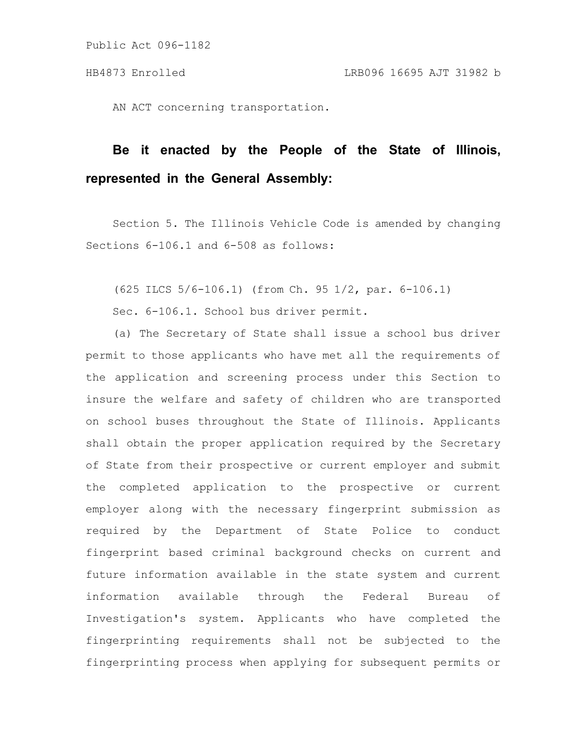Public Act 096-1182

HB4873 Enrolled LRB096 16695 AJT 31982 b

AN ACT concerning transportation.

**Be it enacted by the People of the State of Illinois, represented in the General Assembly:**

Section 5. The Illinois Vehicle Code is amended by changing Sections 6-106.1 and 6-508 as follows:

(625 ILCS 5/6-106.1) (from Ch. 95 1/2, par. 6-106.1)

Sec. 6-106.1. School bus driver permit.

(a) The Secretary of State shall issue a school bus driver permit to those applicants who have met all the requirements of the application and screening process under this Section to insure the welfare and safety of children who are transported on school buses throughout the State of Illinois. Applicants shall obtain the proper application required by the Secretary of State from their prospective or current employer and submit the completed application to the prospective or current employer along with the necessary fingerprint submission as required by the Department of State Police to conduct fingerprint based criminal background checks on current and future information available in the state system and current information available through the Federal Bureau of Investigation's system. Applicants who have completed the fingerprinting requirements shall not be subjected to the fingerprinting process when applying for subsequent permits or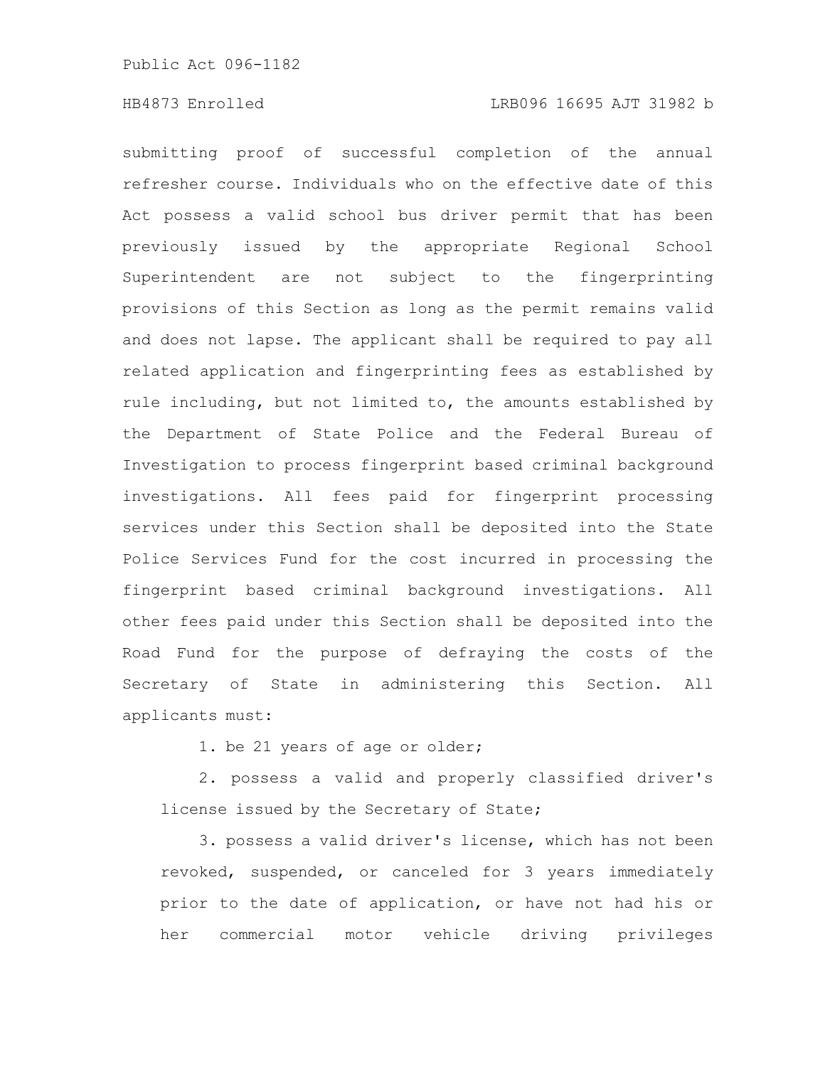submitting proof of successful completion of the annual refresher course. Individuals who on the effective date of this Act possess a valid school bus driver permit that has been previously issued by the appropriate Regional School Superintendent are not subject to the fingerprinting provisions of this Section as long as the permit remains valid and does not lapse. The applicant shall be required to pay all related application and fingerprinting fees as established by rule including, but not limited to, the amounts established by the Department of State Police and the Federal Bureau of Investigation to process fingerprint based criminal background investigations. All fees paid for fingerprint processing services under this Section shall be deposited into the State Police Services Fund for the cost incurred in processing the fingerprint based criminal background investigations. All other fees paid under this Section shall be deposited into the Road Fund for the purpose of defraying the costs of the Secretary of State in administering this Section. All applicants must:

1. be 21 years of age or older;

2. possess a valid and properly classified driver's license issued by the Secretary of State;

3. possess a valid driver's license, which has not been revoked, suspended, or canceled for 3 years immediately prior to the date of application, or have not had his or her commercial motor vehicle driving privileges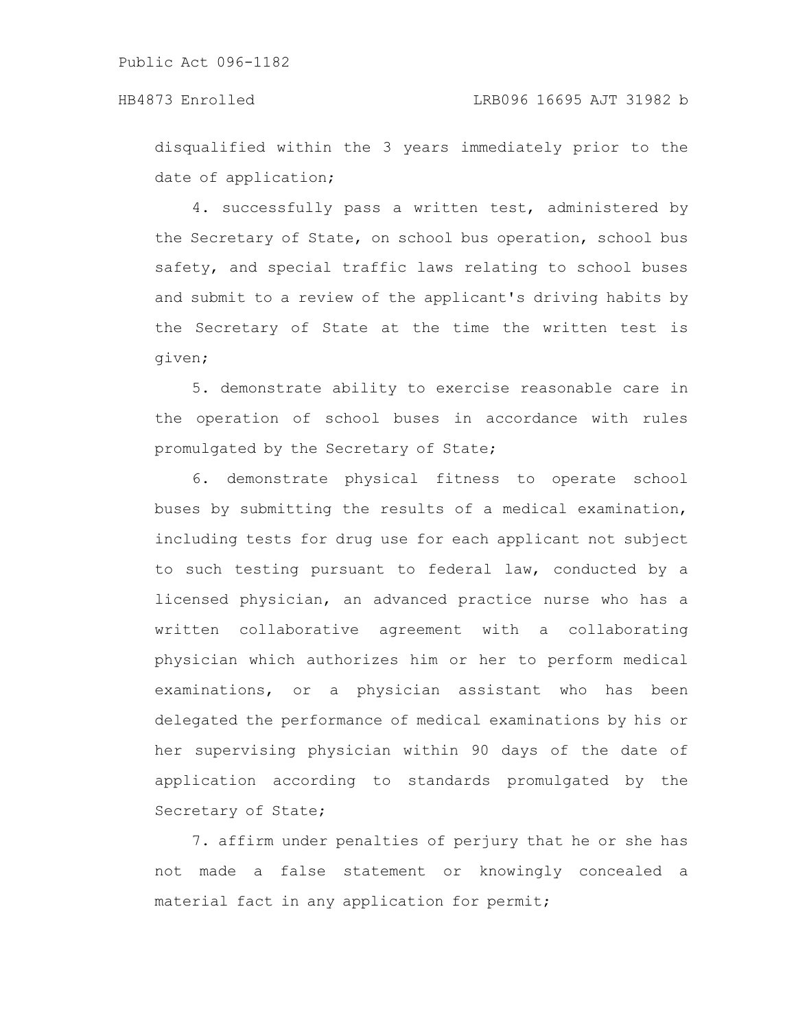disqualified within the 3 years immediately prior to the date of application;

4. successfully pass a written test, administered by the Secretary of State, on school bus operation, school bus safety, and special traffic laws relating to school buses and submit to a review of the applicant's driving habits by the Secretary of State at the time the written test is given;

5. demonstrate ability to exercise reasonable care in the operation of school buses in accordance with rules promulgated by the Secretary of State;

6. demonstrate physical fitness to operate school buses by submitting the results of a medical examination, including tests for drug use for each applicant not subject to such testing pursuant to federal law, conducted by a licensed physician, an advanced practice nurse who has a written collaborative agreement with a collaborating physician which authorizes him or her to perform medical examinations, or a physician assistant who has been delegated the performance of medical examinations by his or her supervising physician within 90 days of the date of application according to standards promulgated by the Secretary of State;

7. affirm under penalties of perjury that he or she has not made a false statement or knowingly concealed a material fact in any application for permit;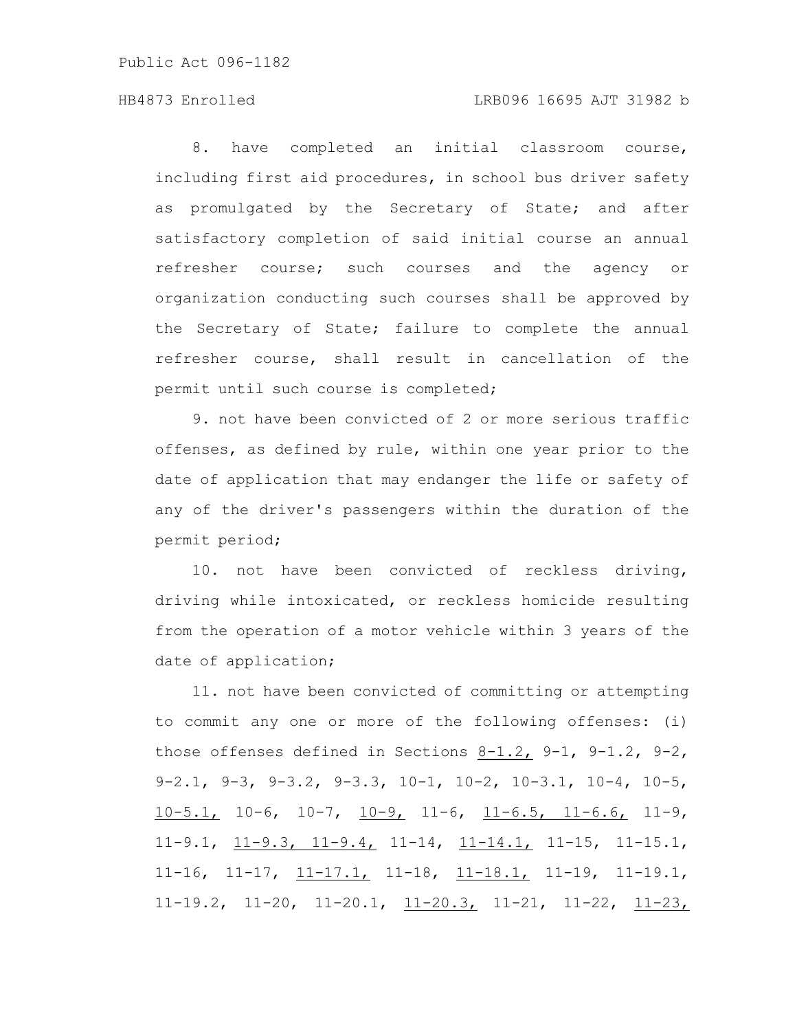8. have completed an initial classroom course, including first aid procedures, in school bus driver safety as promulgated by the Secretary of State; and after satisfactory completion of said initial course an annual refresher course; such courses and the agency or organization conducting such courses shall be approved by the Secretary of State; failure to complete the annual refresher course, shall result in cancellation of the permit until such course is completed;

9. not have been convicted of 2 or more serious traffic offenses, as defined by rule, within one year prior to the date of application that may endanger the life or safety of any of the driver's passengers within the duration of the permit period;

10. not have been convicted of reckless driving, driving while intoxicated, or reckless homicide resulting from the operation of a motor vehicle within 3 years of the date of application;

11. not have been convicted of committing or attempting to commit any one or more of the following offenses: (i) those offenses defined in Sections 8-1.2, 9-1, 9-1.2, 9-2, 9-2.1, 9-3, 9-3.2, 9-3.3, 10-1, 10-2, 10-3.1, 10-4, 10-5, 10-5.1, 10-6, 10-7, 10-9, 11-6, 11-6.5, 11-6.6, 11-9, 11-9.1, 11-9.3, 11-9.4, 11-14, 11-14.1, 11-15, 11-15.1, 11-16, 11-17, 11-17.1, 11-18, 11-18.1, 11-19, 11-19.1, 11-19.2, 11-20, 11-20.1, 11-20.3, 11-21, 11-22, 11-23,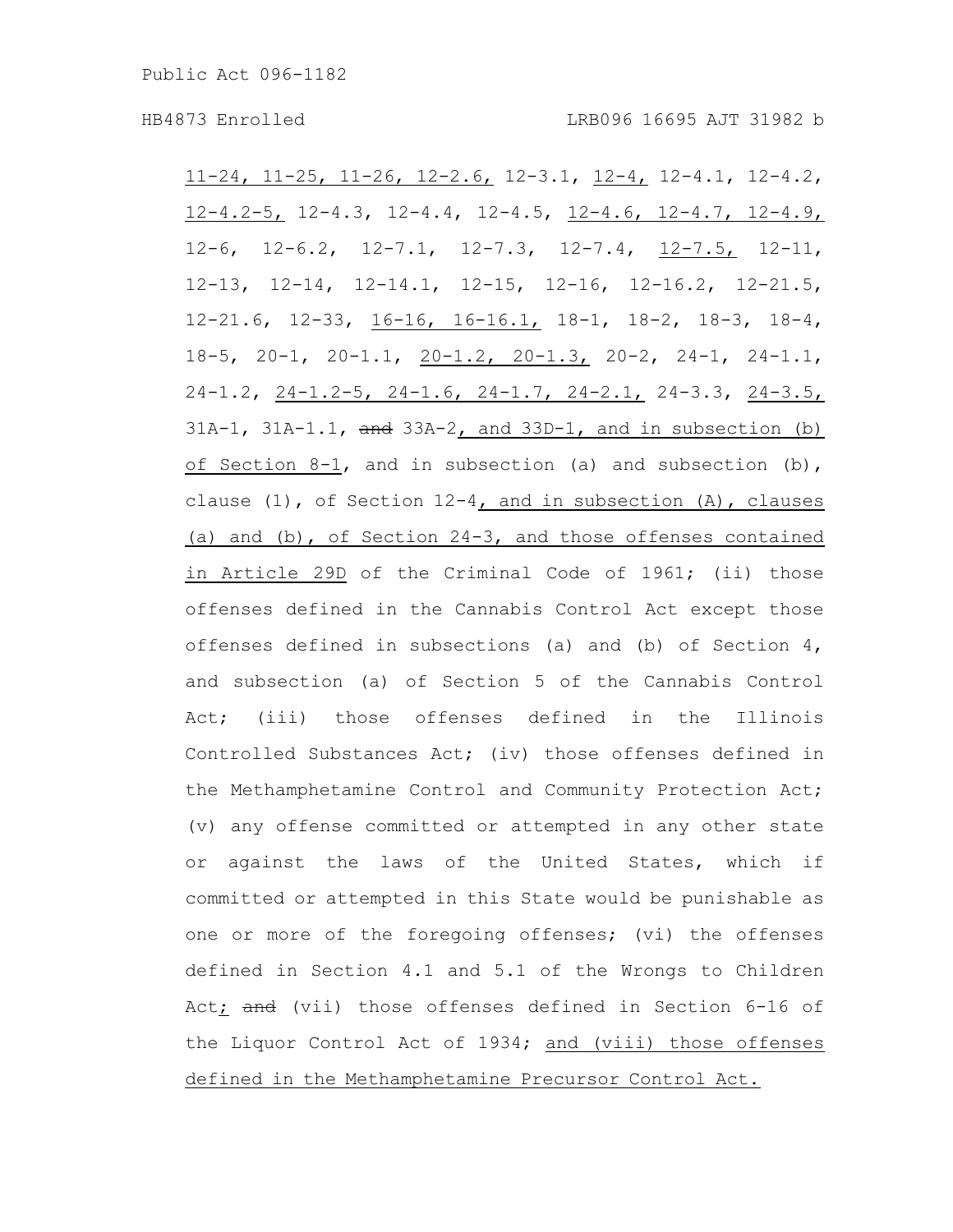11-24, 11-25, 11-26, 12-2.6, 12-3.1, 12-4, 12-4.1, 12-4.2, 12-4.2-5, 12-4.3, 12-4.4, 12-4.5, 12-4.6, 12-4.7, 12-4.9, 12-6, 12-6.2, 12-7.1, 12-7.3, 12-7.4, 12-7.5, 12-11, 12-13, 12-14, 12-14.1, 12-15, 12-16, 12-16.2, 12-21.5, 12-21.6, 12-33, 16-16, 16-16.1, 18-1, 18-2, 18-3, 18-4, 18-5, 20-1, 20-1.1, 20-1.2, 20-1.3, 20-2, 24-1, 24-1.1, 24-1.2, 24-1.2-5, 24-1.6, 24-1.7, 24-2.1, 24-3.3, 24-3.5, 31A-1, 31A-1.1, ~~and~~ 33A-2, and 33D-1, and in subsection (b) of Section 8-1, and in subsection (a) and subsection (b), clause (1), of Section 12-4, and in subsection (A), clauses (a) and (b), of Section 24-3, and those offenses contained in Article 29D of the Criminal Code of 1961; (ii) those offenses defined in the Cannabis Control Act except those offenses defined in subsections (a) and (b) of Section 4, and subsection (a) of Section 5 of the Cannabis Control Act; (iii) those offenses defined in the Illinois Controlled Substances Act; (iv) those offenses defined in the Methamphetamine Control and Community Protection Act; (v) any offense committed or attempted in any other state or against the laws of the United States, which if committed or attempted in this State would be punishable as one or more of the foregoing offenses; (vi) the offenses defined in Section 4.1 and 5.1 of the Wrongs to Children Act; ~~and~~ (vii) those offenses defined in Section 6-16 of the Liquor Control Act of 1934; and (viii) those offenses defined in the Methamphetamine Precursor Control Act.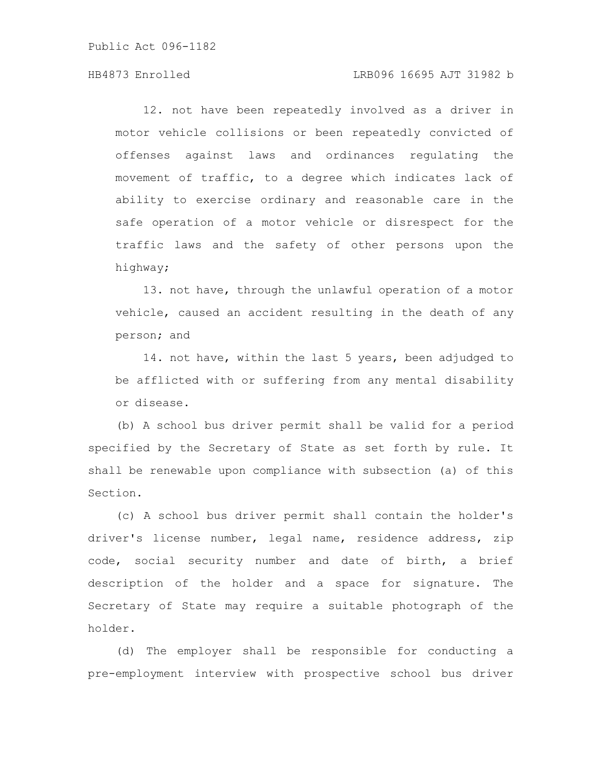12. not have been repeatedly involved as a driver in motor vehicle collisions or been repeatedly convicted of offenses against laws and ordinances regulating the movement of traffic, to a degree which indicates lack of ability to exercise ordinary and reasonable care in the safe operation of a motor vehicle or disrespect for the traffic laws and the safety of other persons upon the highway;

13. not have, through the unlawful operation of a motor vehicle, caused an accident resulting in the death of any person; and

14. not have, within the last 5 years, been adjudged to be afflicted with or suffering from any mental disability or disease.

(b) A school bus driver permit shall be valid for a period specified by the Secretary of State as set forth by rule. It shall be renewable upon compliance with subsection (a) of this Section.

(c) A school bus driver permit shall contain the holder's driver's license number, legal name, residence address, zip code, social security number and date of birth, a brief description of the holder and a space for signature. The Secretary of State may require a suitable photograph of the holder.

(d) The employer shall be responsible for conducting a pre-employment interview with prospective school bus driver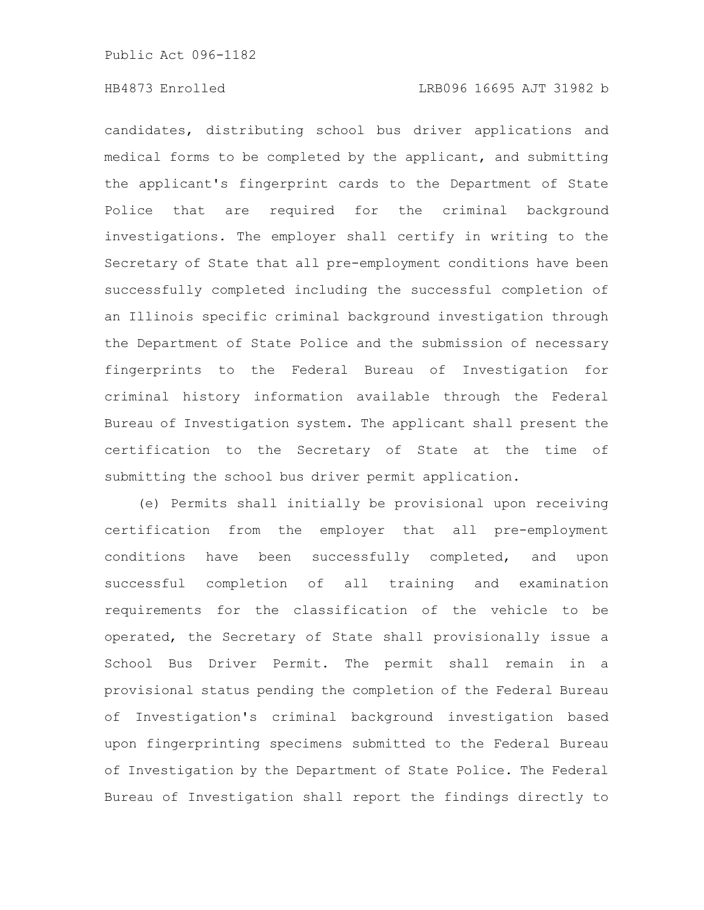candidates, distributing school bus driver applications and medical forms to be completed by the applicant, and submitting the applicant's fingerprint cards to the Department of State Police that are required for the criminal background investigations. The employer shall certify in writing to the Secretary of State that all pre-employment conditions have been successfully completed including the successful completion of an Illinois specific criminal background investigation through the Department of State Police and the submission of necessary fingerprints to the Federal Bureau of Investigation for criminal history information available through the Federal Bureau of Investigation system. The applicant shall present the certification to the Secretary of State at the time of submitting the school bus driver permit application.

(e) Permits shall initially be provisional upon receiving certification from the employer that all pre-employment conditions have been successfully completed, and upon successful completion of all training and examination requirements for the classification of the vehicle to be operated, the Secretary of State shall provisionally issue a School Bus Driver Permit. The permit shall remain in a provisional status pending the completion of the Federal Bureau of Investigation's criminal background investigation based upon fingerprinting specimens submitted to the Federal Bureau of Investigation by the Department of State Police. The Federal Bureau of Investigation shall report the findings directly to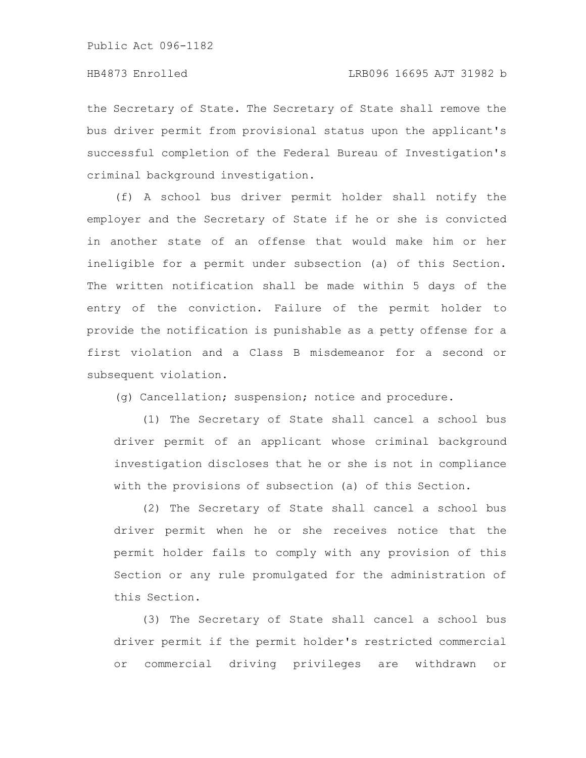the Secretary of State. The Secretary of State shall remove the bus driver permit from provisional status upon the applicant's successful completion of the Federal Bureau of Investigation's criminal background investigation.

(f) A school bus driver permit holder shall notify the employer and the Secretary of State if he or she is convicted in another state of an offense that would make him or her ineligible for a permit under subsection (a) of this Section. The written notification shall be made within 5 days of the entry of the conviction. Failure of the permit holder to provide the notification is punishable as a petty offense for a first violation and a Class B misdemeanor for a second or subsequent violation.

(g) Cancellation; suspension; notice and procedure.

(1) The Secretary of State shall cancel a school bus driver permit of an applicant whose criminal background investigation discloses that he or she is not in compliance with the provisions of subsection (a) of this Section.

(2) The Secretary of State shall cancel a school bus driver permit when he or she receives notice that the permit holder fails to comply with any provision of this Section or any rule promulgated for the administration of this Section.

(3) The Secretary of State shall cancel a school bus driver permit if the permit holder's restricted commercial or commercial driving privileges are withdrawn or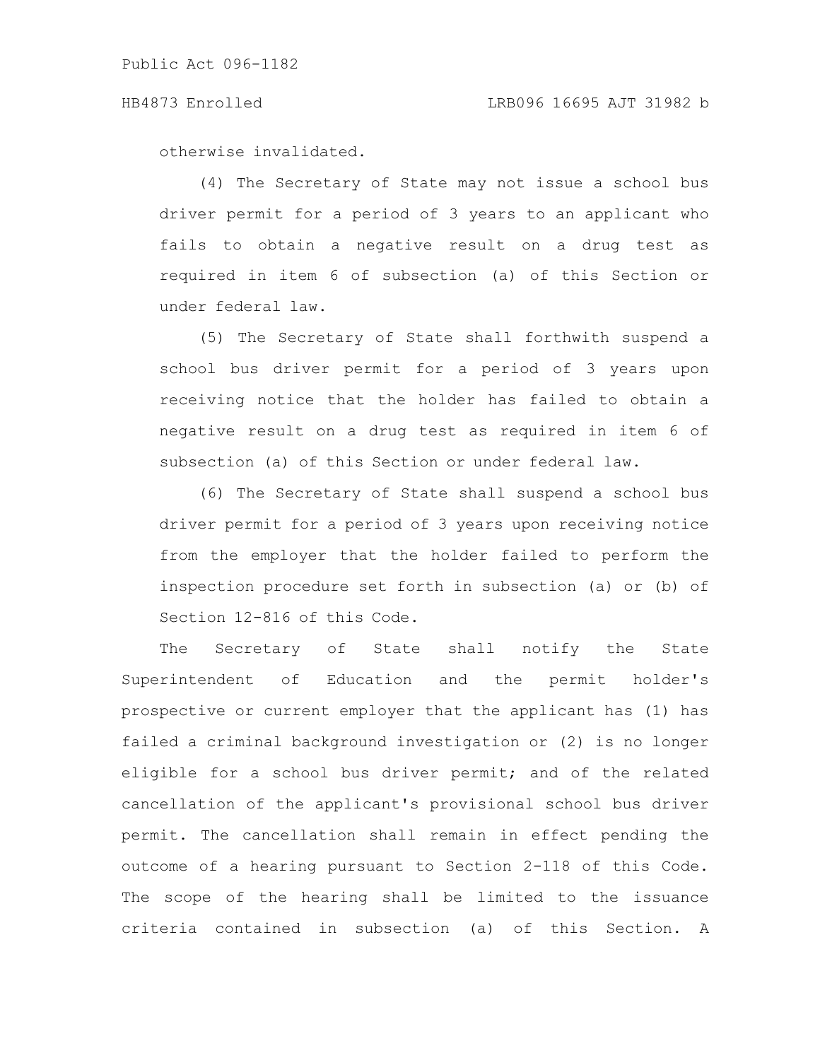otherwise invalidated.

(4) The Secretary of State may not issue a school bus driver permit for a period of 3 years to an applicant who fails to obtain a negative result on a drug test as required in item 6 of subsection (a) of this Section or under federal law.

(5) The Secretary of State shall forthwith suspend a school bus driver permit for a period of 3 years upon receiving notice that the holder has failed to obtain a negative result on a drug test as required in item 6 of subsection (a) of this Section or under federal law.

(6) The Secretary of State shall suspend a school bus driver permit for a period of 3 years upon receiving notice from the employer that the holder failed to perform the inspection procedure set forth in subsection (a) or (b) of Section 12-816 of this Code.

The Secretary of State shall notify the State Superintendent of Education and the permit holder's prospective or current employer that the applicant has (1) has failed a criminal background investigation or (2) is no longer eligible for a school bus driver permit; and of the related cancellation of the applicant's provisional school bus driver permit. The cancellation shall remain in effect pending the outcome of a hearing pursuant to Section 2-118 of this Code. The scope of the hearing shall be limited to the issuance criteria contained in subsection (a) of this Section. A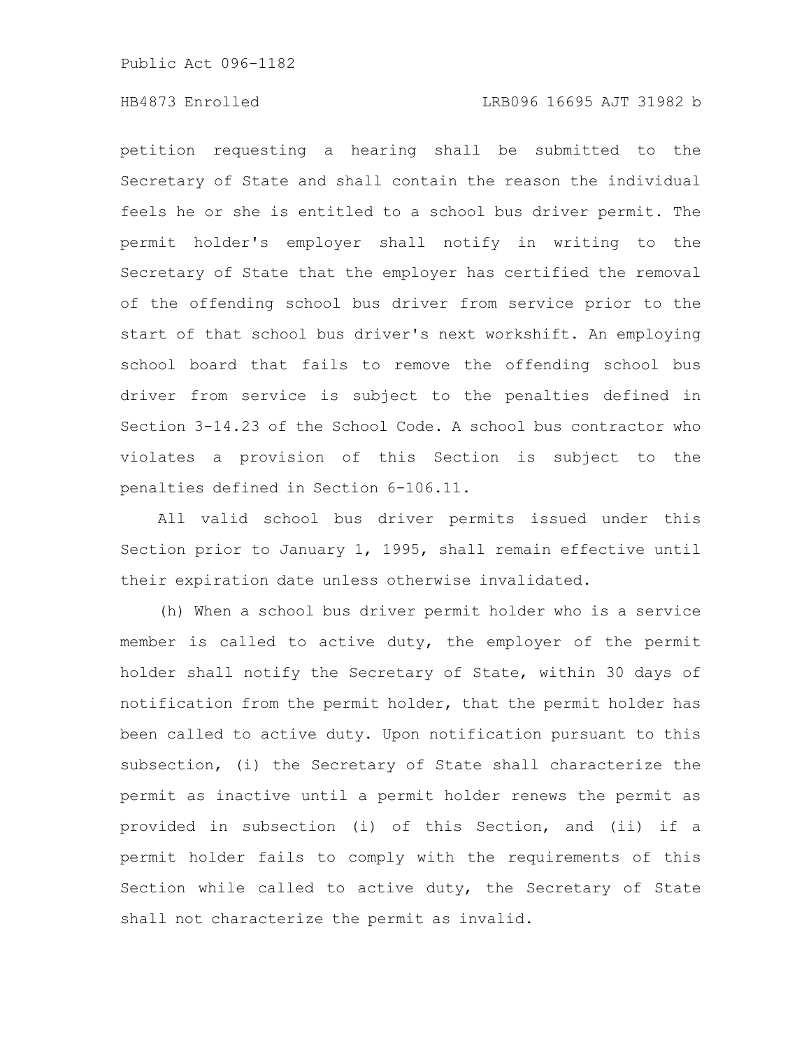petition requesting a hearing shall be submitted to the Secretary of State and shall contain the reason the individual feels he or she is entitled to a school bus driver permit. The permit holder's employer shall notify in writing to the Secretary of State that the employer has certified the removal of the offending school bus driver from service prior to the start of that school bus driver's next workshift. An employing school board that fails to remove the offending school bus driver from service is subject to the penalties defined in Section 3-14.23 of the School Code. A school bus contractor who violates a provision of this Section is subject to the penalties defined in Section 6-106.11.

All valid school bus driver permits issued under this Section prior to January 1, 1995, shall remain effective until their expiration date unless otherwise invalidated.

(h) When a school bus driver permit holder who is a service member is called to active duty, the employer of the permit holder shall notify the Secretary of State, within 30 days of notification from the permit holder, that the permit holder has been called to active duty. Upon notification pursuant to this subsection, (i) the Secretary of State shall characterize the permit as inactive until a permit holder renews the permit as provided in subsection (i) of this Section, and (ii) if a permit holder fails to comply with the requirements of this Section while called to active duty, the Secretary of State shall not characterize the permit as invalid.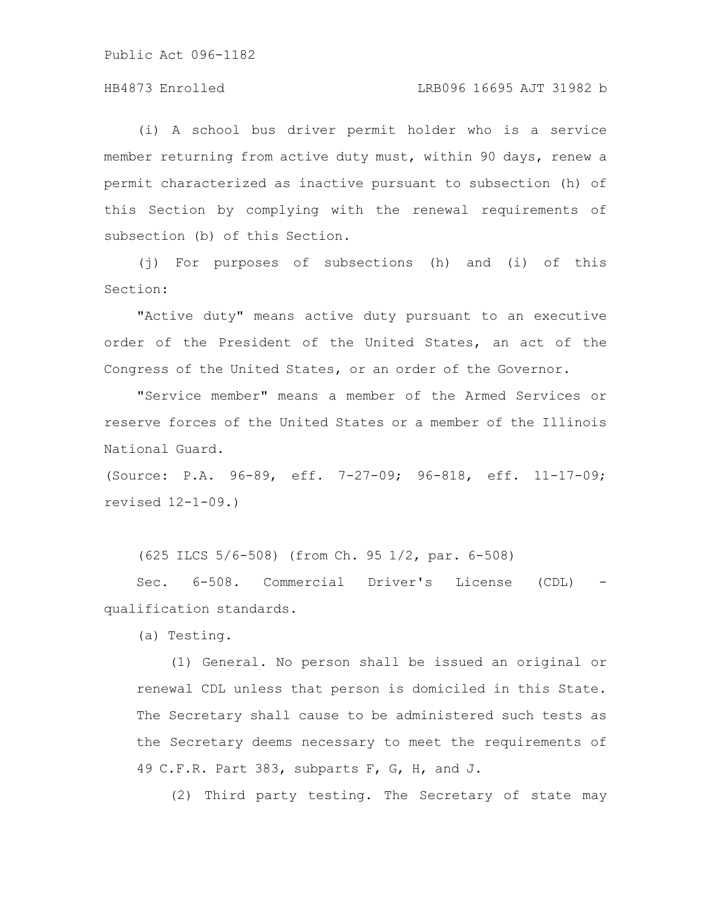(i) A school bus driver permit holder who is a service member returning from active duty must, within 90 days, renew a permit characterized as inactive pursuant to subsection (h) of this Section by complying with the renewal requirements of subsection (b) of this Section.

(j) For purposes of subsections (h) and (i) of this Section:

"Active duty" means active duty pursuant to an executive order of the President of the United States, an act of the Congress of the United States, or an order of the Governor.

"Service member" means a member of the Armed Services or reserve forces of the United States or a member of the Illinois National Guard.

(Source: P.A. 96-89, eff. 7-27-09; 96-818, eff. 11-17-09; revised 12-1-09.)

(625 ILCS 5/6-508) (from Ch. 95 1/2, par. 6-508)

Sec. 6-508. Commercial Driver's License (CDL) - qualification standards.

(a) Testing.

(1) General. No person shall be issued an original or renewal CDL unless that person is domiciled in this State. The Secretary shall cause to be administered such tests as the Secretary deems necessary to meet the requirements of 49 C.F.R. Part 383, subparts F, G, H, and J.

(2) Third party testing. The Secretary of state may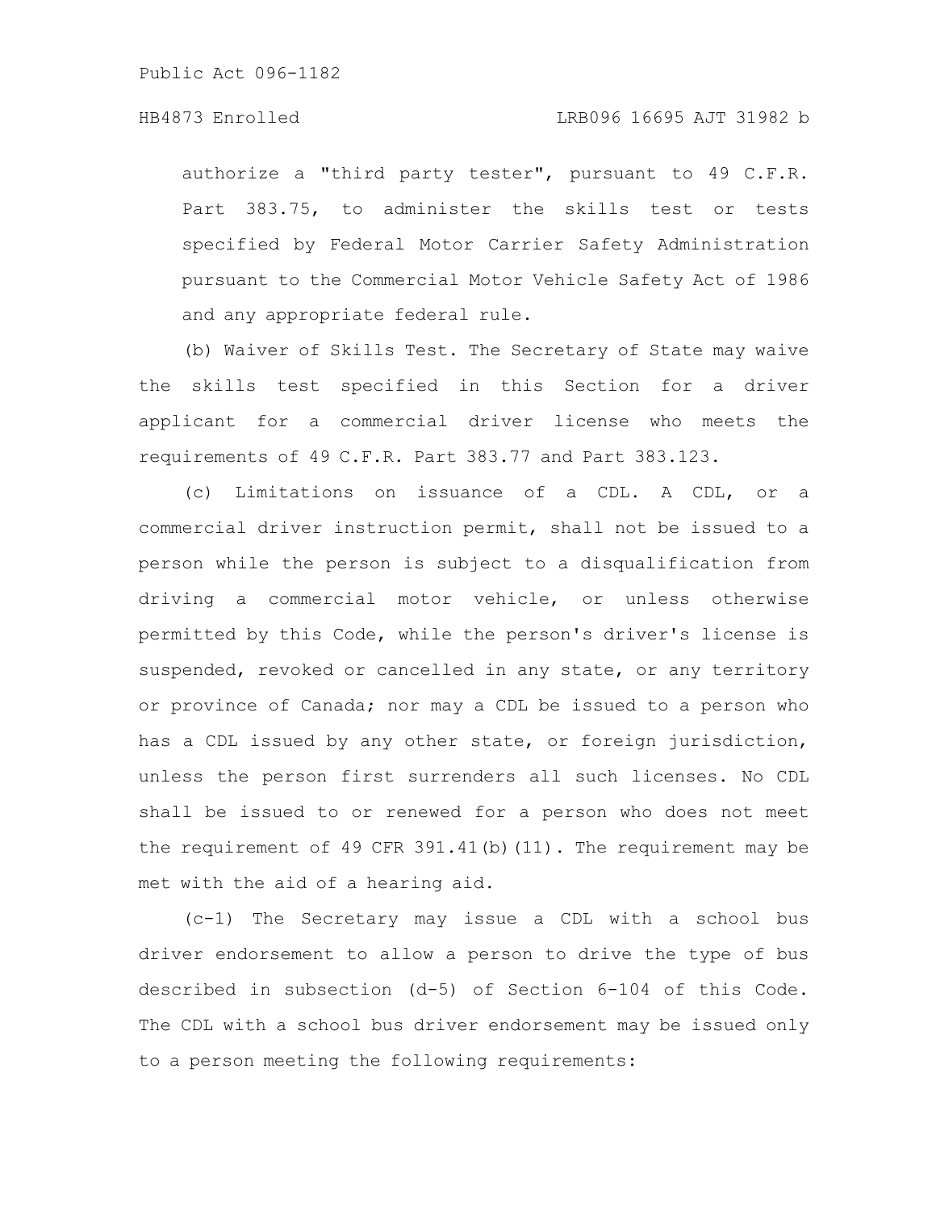authorize a "third party tester", pursuant to 49 C.F.R. Part 383.75, to administer the skills test or tests specified by Federal Motor Carrier Safety Administration pursuant to the Commercial Motor Vehicle Safety Act of 1986 and any appropriate federal rule.

(b) Waiver of Skills Test. The Secretary of State may waive the skills test specified in this Section for a driver applicant for a commercial driver license who meets the requirements of 49 C.F.R. Part 383.77 and Part 383.123.

(c) Limitations on issuance of a CDL. A CDL, or a commercial driver instruction permit, shall not be issued to a person while the person is subject to a disqualification from driving a commercial motor vehicle, or unless otherwise permitted by this Code, while the person's driver's license is suspended, revoked or cancelled in any state, or any territory or province of Canada; nor may a CDL be issued to a person who has a CDL issued by any other state, or foreign jurisdiction, unless the person first surrenders all such licenses. No CDL shall be issued to or renewed for a person who does not meet the requirement of 49 CFR 391.41(b)(11). The requirement may be met with the aid of a hearing aid.

(c-1) The Secretary may issue a CDL with a school bus driver endorsement to allow a person to drive the type of bus described in subsection (d-5) of Section 6-104 of this Code. The CDL with a school bus driver endorsement may be issued only to a person meeting the following requirements: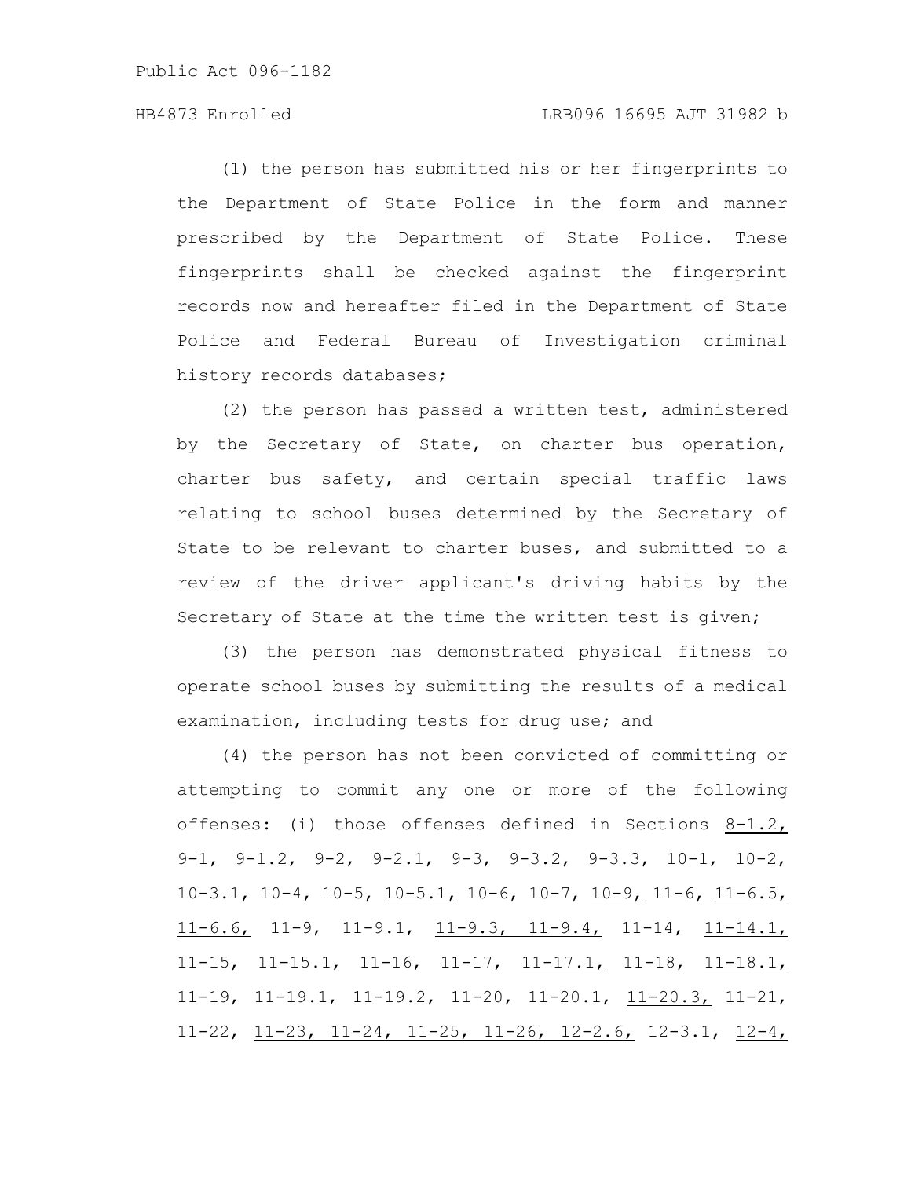(1) the person has submitted his or her fingerprints to the Department of State Police in the form and manner prescribed by the Department of State Police. These fingerprints shall be checked against the fingerprint records now and hereafter filed in the Department of State Police and Federal Bureau of Investigation criminal history records databases;

(2) the person has passed a written test, administered by the Secretary of State, on charter bus operation, charter bus safety, and certain special traffic laws relating to school buses determined by the Secretary of State to be relevant to charter buses, and submitted to a review of the driver applicant's driving habits by the Secretary of State at the time the written test is given;

(3) the person has demonstrated physical fitness to operate school buses by submitting the results of a medical examination, including tests for drug use; and

(4) the person has not been convicted of committing or attempting to commit any one or more of the following offenses: (i) those offenses defined in Sections 8-1.2, 9-1, 9-1.2, 9-2, 9-2.1, 9-3, 9-3.2, 9-3.3, 10-1, 10-2, 10-3.1, 10-4, 10-5, 10-5.1, 10-6, 10-7, 10-9, 11-6, 11-6.5, 11-6.6, 11-9, 11-9.1, 11-9.3, 11-9.4, 11-14, 11-14.1, 11-15, 11-15.1, 11-16, 11-17, 11-17.1, 11-18, 11-18.1, 11-19, 11-19.1, 11-19.2, 11-20, 11-20.1, 11-20.3, 11-21, 11-22, 11-23, 11-24, 11-25, 11-26, 12-2.6, 12-3.1, 12-4,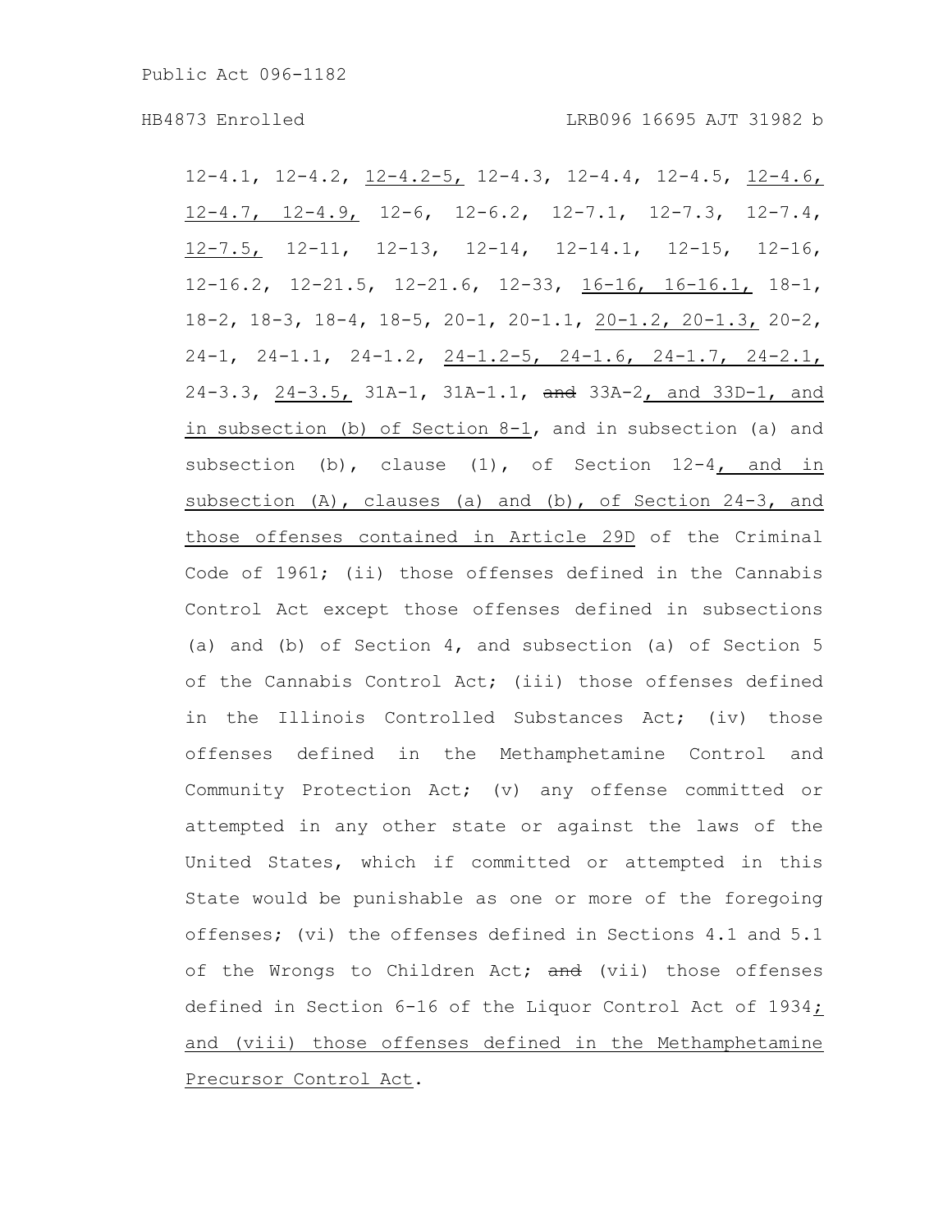12-4.1, 12-4.2, 12-4.2-5, 12-4.3, 12-4.4, 12-4.5, 12-4.6, 12-4.7, 12-4.9, 12-6, 12-6.2, 12-7.1, 12-7.3, 12-7.4, 12-7.5, 12-11, 12-13, 12-14, 12-14.1, 12-15, 12-16, 12-16.2, 12-21.5, 12-21.6, 12-33, 16-16, 16-16.1, 18-1, 18-2, 18-3, 18-4, 18-5, 20-1, 20-1.1, 20-1.2, 20-1.3, 20-2, 24-1, 24-1.1, 24-1.2, 24-1.2-5, 24-1.6, 24-1.7, 24-2.1, 24-3.3, 24-3.5, 31A-1, 31A-1.1, ~~and~~ 33A-2, and 33D-1, and in subsection (b) of Section 8-1, and in subsection (a) and subsection (b), clause (1), of Section 12-4, and in subsection (A), clauses (a) and (b), of Section 24-3, and those offenses contained in Article 29D of the Criminal Code of 1961; (ii) those offenses defined in the Cannabis Control Act except those offenses defined in subsections (a) and (b) of Section 4, and subsection (a) of Section 5 of the Cannabis Control Act; (iii) those offenses defined in the Illinois Controlled Substances Act; (iv) those offenses defined in the Methamphetamine Control and Community Protection Act; (v) any offense committed or attempted in any other state or against the laws of the United States, which if committed or attempted in this State would be punishable as one or more of the foregoing offenses; (vi) the offenses defined in Sections 4.1 and 5.1 of the Wrongs to Children Act; ~~and~~ (vii) those offenses defined in Section 6-16 of the Liquor Control Act of 1934; and (viii) those offenses defined in the Methamphetamine Precursor Control Act.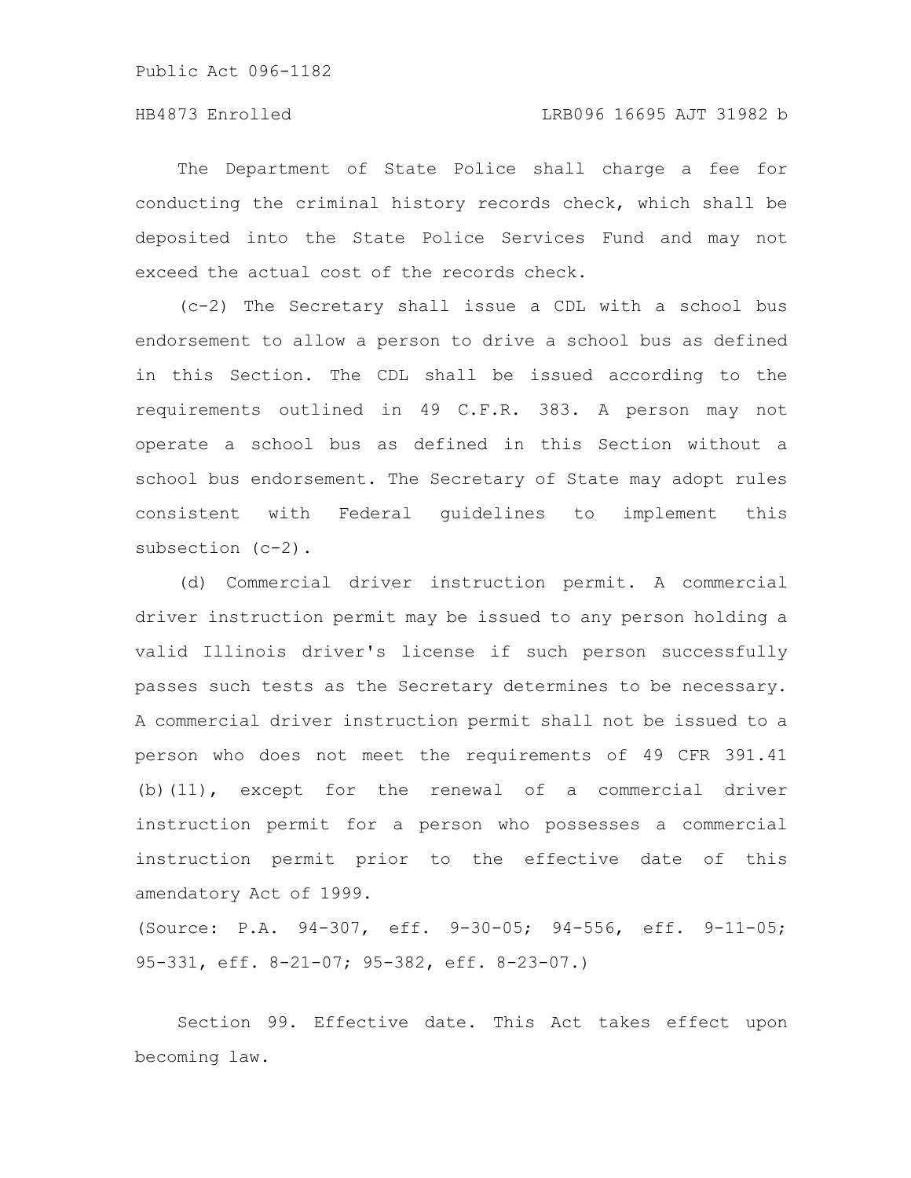The Department of State Police shall charge a fee for conducting the criminal history records check, which shall be deposited into the State Police Services Fund and may not exceed the actual cost of the records check.

(c-2) The Secretary shall issue a CDL with a school bus endorsement to allow a person to drive a school bus as defined in this Section. The CDL shall be issued according to the requirements outlined in 49 C.F.R. 383. A person may not operate a school bus as defined in this Section without a school bus endorsement. The Secretary of State may adopt rules consistent with Federal guidelines to implement this subsection (c-2).

(d) Commercial driver instruction permit. A commercial driver instruction permit may be issued to any person holding a valid Illinois driver's license if such person successfully passes such tests as the Secretary determines to be necessary. A commercial driver instruction permit shall not be issued to a person who does not meet the requirements of 49 CFR 391.41 (b)(11), except for the renewal of a commercial driver instruction permit for a person who possesses a commercial instruction permit prior to the effective date of this amendatory Act of 1999.

(Source: P.A. 94-307, eff. 9-30-05; 94-556, eff. 9-11-05; 95-331, eff. 8-21-07; 95-382, eff. 8-23-07.)

Section 99. Effective date. This Act takes effect upon becoming law.